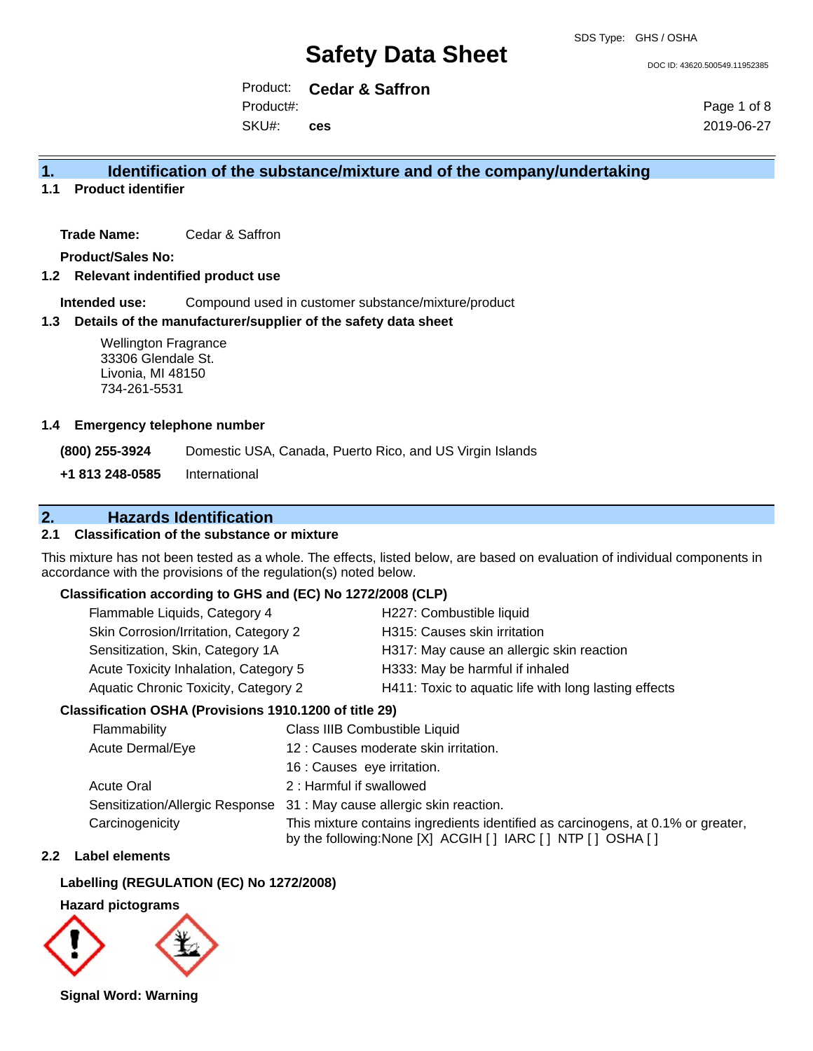# Safety Data Sheet

SDS Type: GHS / OSHA

DOC ID: 43620.500549.11952385

Product: **Cedar & Saffron**
Product#:
SKU#: **ces**

2019-06-27

## 1. Identification of the substance/mixture and of the company/undertaking

### 1.1 Product identifier

**Trade Name:** Cedar & Saffron

**Product/Sales No:**

### 1.2 Relevant indentified product use

**Intended use:** Compound used in customer substance/mixture/product

### 1.3 Details of the manufacturer/supplier of the safety data sheet

Wellington Fragrance
33306 Glendale St.
Livonia, MI 48150
734-261-5531

### 1.4 Emergency telephone number

**(800) 255-3924** Domestic USA, Canada, Puerto Rico, and US Virgin Islands

**+1 813 248-0585** International

## 2. Hazards Identification

### 2.1 Classification of the substance or mixture

This mixture has not been tested as a whole. The effects, listed below, are based on evaluation of individual components in accordance with the provisions of the regulation(s) noted below.

**Classification according to GHS and (EC) No 1272/2008 (CLP)**

| | |
|---|---|
| Flammable Liquids, Category 4 | H227: Combustible liquid |
| Skin Corrosion/Irritation, Category 2 | H315: Causes skin irritation |
| Sensitization, Skin, Category 1A | H317: May cause an allergic skin reaction |
| Acute Toxicity Inhalation, Category 5 | H333: May be harmful if inhaled |
| Aquatic Chronic Toxicity, Category 2 | H411: Toxic to aquatic life with long lasting effects |

**Classification OSHA (Provisions 1910.1200 of title 29)**

| | |
|---|---|
| Flammability | Class IIIB Combustible Liquid |
| Acute Dermal/Eye | 12 : Causes moderate skin irritation. |
| | 16 : Causes eye irritation. |
| Acute Oral | 2 : Harmful if swallowed |
| Sensitization/Allergic Response | 31 : May cause allergic skin reaction. |
| Carcinogenicity | This mixture contains ingredients identified as carcinogens, at 0.1% or greater, by the following:None [X] ACGIH [ ] IARC [ ] NTP [ ] OSHA [ ] |

### 2.2 Label elements

**Labelling (REGULATION (EC) No 1272/2008)**

**Hazard pictograms**

**Signal Word: Warning**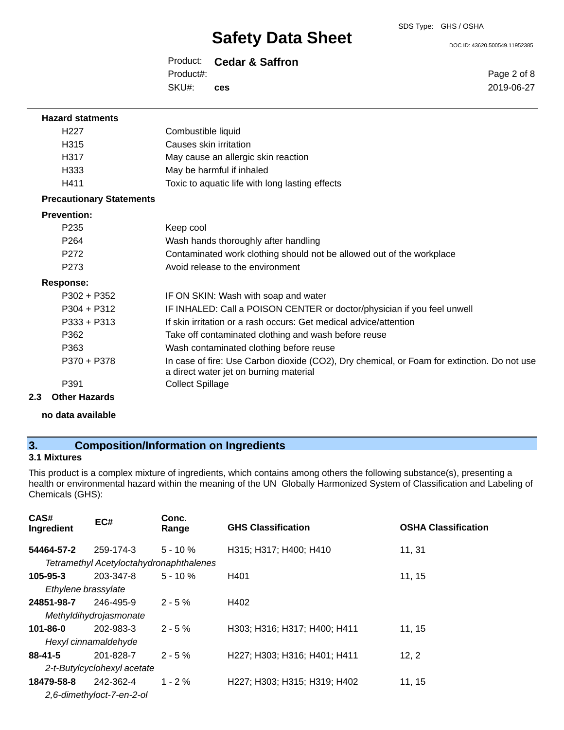**Hazard statments**

| | |
|---|---|
| H227 | Combustible liquid |
| H315 | Causes skin irritation |
| H317 | May cause an allergic skin reaction |
| H333 | May be harmful if inhaled |
| H411 | Toxic to aquatic life with long lasting effects |

**Precautionary Statements**

**Prevention:**

| | |
|---|---|
| P235 | Keep cool |
| P264 | Wash hands thoroughly after handling |
| P272 | Contaminated work clothing should not be allowed out of the workplace |
| P273 | Avoid release to the environment |

**Response:**

| | |
|---|---|
| P302 + P352 | IF ON SKIN: Wash with soap and water |
| P304 + P312 | IF INHALED: Call a POISON CENTER or doctor/physician if you feel unwell |
| P333 + P313 | If skin irritation or a rash occurs: Get medical advice/attention |
| P362 | Take off contaminated clothing and wash before reuse |
| P363 | Wash contaminated clothing before reuse |
| P370 + P378 | In case of fire: Use Carbon dioxide ($CO_2$), Dry chemical, or Foam for extinction. Do not use a direct water jet on burning material |
| P391 | Collect Spillage |

**2.3 Other Hazards**

**no data available**

## 3. Composition/Information on Ingredients

**3.1 Mixtures**

This product is a complex mixture of ingredients, which contains among others the following substance(s), presenting a health or environmental hazard within the meaning of the UN Globally Harmonized System of Classification and Labeling of Chemicals (GHS):

| CAS# Ingredient | EC# | Conc. Range | GHS Classification | OSHA Classification |
|---|---|---|---|---|
| **54464-57-2** | 259-174-3 | 5 - 10 % | H315; H317; H400; H410 | 11, 31 |
| *Tetramethyl Acetyloctahydronaphthalenes* | | | | |
| **105-95-3** | 203-347-8 | 5 - 10 % | H401 | 11, 15 |
| *Ethylene brassylate* | | | | |
| **24851-98-7** | 246-495-9 | 2 - 5 % | H402 | |
| *Methyldihydrojasmonate* | | | | |
| **101-86-0** | 202-983-3 | 2 - 5 % | H303; H316; H317; H400; H411 | 11, 15 |
| *Hexyl cinnamaldehyde* | | | | |
| **88-41-5** | 201-828-7 | 2 - 5 % | H227; H303; H316; H401; H411 | 12, 2 |
| *2-t-Butylcyclohexyl acetate* | | | | |
| **18479-58-8** | 242-362-4 | 1 - 2 % | H227; H303; H315; H319; H402 | 11, 15 |
| *2,6-dimethyloct-7-en-2-ol* | | | | |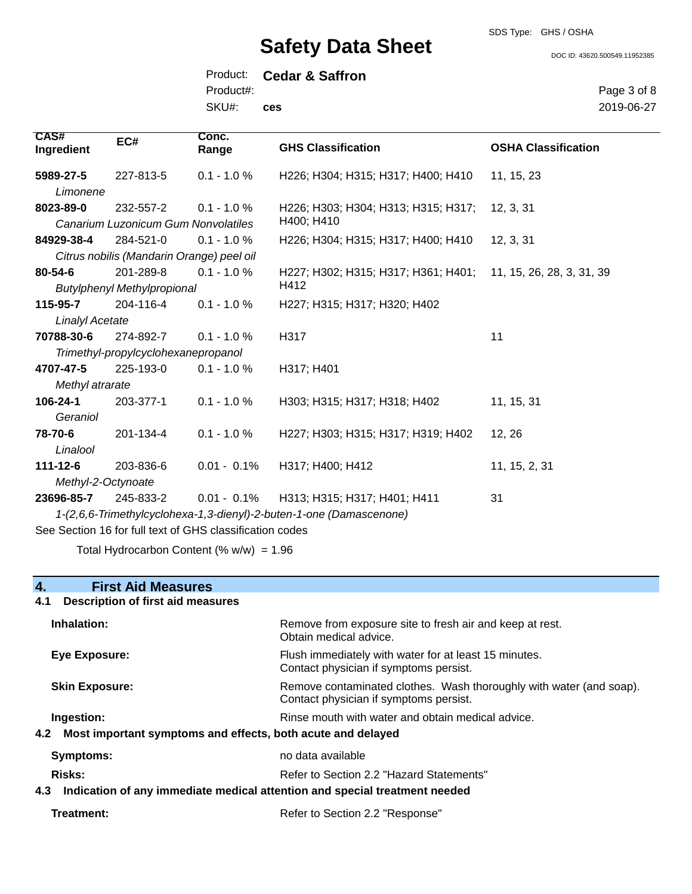| CAS# Ingredient | EC# | Conc. Range | GHS Classification | OSHA Classification |
|---|---|---|---|---|
| **5989-27-5** *Limonene* | 227-813-5 | 0.1 - 1.0 % | H226; H304; H315; H317; H400; H410 | 11, 15, 23 |
| **8023-89-0** *Canarium Luzonicum Gum Nonvolatiles* | 232-557-2 | 0.1 - 1.0 % | H226; H303; H304; H313; H315; H317; H400; H410 | 12, 3, 31 |
| **84929-38-4** *Citrus nobilis (Mandarin Orange) peel oil* | 284-521-0 | 0.1 - 1.0 % | H226; H304; H315; H317; H400; H410 | 12, 3, 31 |
| **80-54-6** *Butylphenyl Methylpropional* | 201-289-8 | 0.1 - 1.0 % | H227; H302; H315; H317; H361; H401; H412 | 11, 15, 26, 28, 3, 31, 39 |
| **115-95-7** *Linalyl Acetate* | 204-116-4 | 0.1 - 1.0 % | H227; H315; H317; H320; H402 | |
| **70788-30-6** *Trimethyl-propylcyclohexanepropanol* | 274-892-7 | 0.1 - 1.0 % | H317 | 11 |
| **4707-47-5** *Methyl atrarate* | 225-193-0 | 0.1 - 1.0 % | H317; H401 | |
| **106-24-1** *Geraniol* | 203-377-1 | 0.1 - 1.0 % | H303; H315; H317; H318; H402 | 11, 15, 31 |
| **78-70-6** *Linalool* | 201-134-4 | 0.1 - 1.0 % | H227; H303; H315; H317; H319; H402 | 12, 26 |
| **111-12-6** *Methyl-2-Octynoate* | 203-836-6 | 0.01 - 0.1% | H317; H400; H412 | 11, 15, 2, 31 |
| **23696-85-7** *1-(2,6,6-Trimethylcyclohexa-1,3-dienyl)-2-buten-1-one (Damascenone)* | 245-833-2 | 0.01 - 0.1% | H313; H315; H317; H401; H411 | 31 |

See Section 16 for full text of GHS classification codes

Total Hydrocarbon Content (% w/w) = 1.96

## 4. First Aid Measures

### 4.1 Description of first aid measures

**Inhalation:** Remove from exposure site to fresh air and keep at rest. Obtain medical advice.

**Eye Exposure:** Flush immediately with water for at least 15 minutes. Contact physician if symptoms persist.

**Skin Exposure:** Remove contaminated clothes. Wash thoroughly with water (and soap). Contact physician if symptoms persist.

**Ingestion:** Rinse mouth with water and obtain medical advice.

### 4.2 Most important symptoms and effects, both acute and delayed

**Symptoms:** no data available

**Risks:** Refer to Section 2.2 "Hazard Statements"

### 4.3 Indication of any immediate medical attention and special treatment needed

**Treatment:** Refer to Section 2.2 "Response"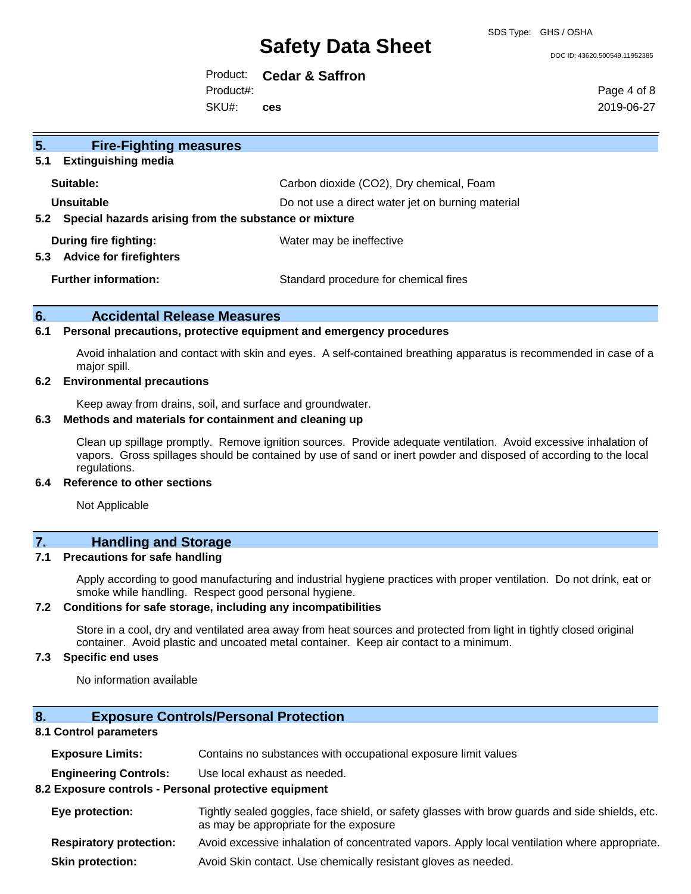## 5. Fire-Fighting measures

### 5.1 Extinguishing media

| | |
|---|---|
| **Suitable:** | Carbon dioxide ($CO_2$), Dry chemical, Foam |
| **Unsuitable** | Do not use a direct water jet on burning material |

### 5.2 Special hazards arising from the substance or mixture

| | |
|---|---|
| **During fire fighting:** | Water may be ineffective |

### 5.3 Advice for firefighters

| | |
|---|---|
| **Further information:** | Standard procedure for chemical fires |

## 6. Accidental Release Measures

### 6.1 Personal precautions, protective equipment and emergency procedures

Avoid inhalation and contact with skin and eyes. A self-contained breathing apparatus is recommended in case of a major spill.

### 6.2 Environmental precautions

Keep away from drains, soil, and surface and groundwater.

### 6.3 Methods and materials for containment and cleaning up

Clean up spillage promptly. Remove ignition sources. Provide adequate ventilation. Avoid excessive inhalation of vapors. Gross spillages should be contained by use of sand or inert powder and disposed of according to the local regulations.

### 6.4 Reference to other sections

Not Applicable

## 7. Handling and Storage

### 7.1 Precautions for safe handling

Apply according to good manufacturing and industrial hygiene practices with proper ventilation. Do not drink, eat or smoke while handling. Respect good personal hygiene.

### 7.2 Conditions for safe storage, including any incompatibilities

Store in a cool, dry and ventilated area away from heat sources and protected from light in tightly closed original container. Avoid plastic and uncoated metal container. Keep air contact to a minimum.

### 7.3 Specific end uses

No information available

## 8. Exposure Controls/Personal Protection

### 8.1 Control parameters

| | |
|---|---|
| **Exposure Limits:** | Contains no substances with occupational exposure limit values |
| **Engineering Controls:** | Use local exhaust as needed. |

### 8.2 Exposure controls - Personal protective equipment

| | |
|---|---|
| **Eye protection:** | Tightly sealed goggles, face shield, or safety glasses with brow guards and side shields, etc. as may be appropriate for the exposure |
| **Respiratory protection:** | Avoid excessive inhalation of concentrated vapors. Apply local ventilation where appropriate. |
| **Skin protection:** | Avoid Skin contact. Use chemically resistant gloves as needed. |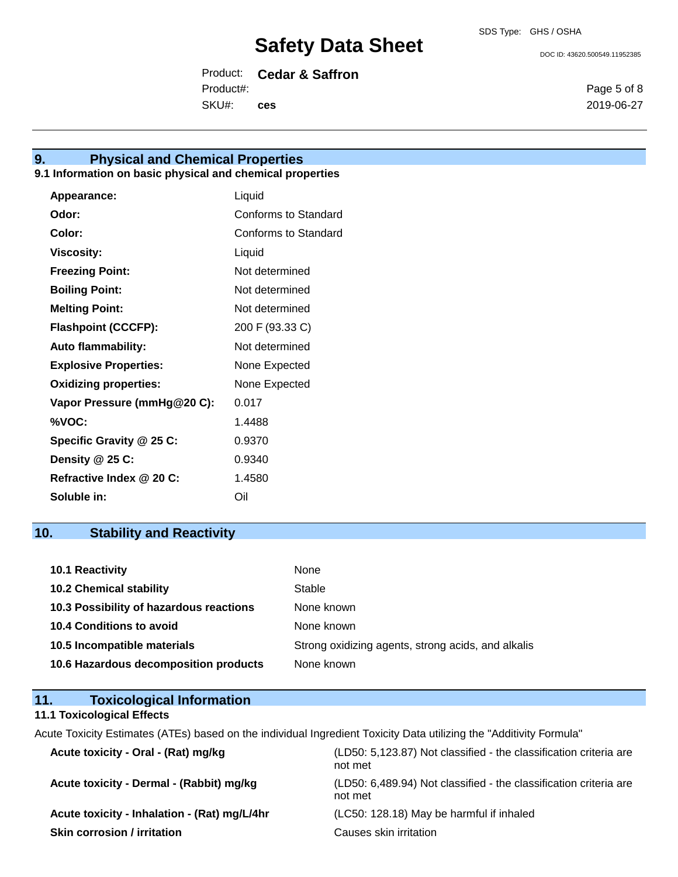## 9. Physical and Chemical Properties

### 9.1 Information on basic physical and chemical properties

| | |
|---|---|
| **Appearance:** | Liquid |
| **Odor:** | Conforms to Standard |
| **Color:** | Conforms to Standard |
| **Viscosity:** | Liquid |
| **Freezing Point:** | Not determined |
| **Boiling Point:** | Not determined |
| **Melting Point:** | Not determined |
| **Flashpoint (CCCFP):** | 200 F (93.33 C) |
| **Auto flammability:** | Not determined |
| **Explosive Properties:** | None Expected |
| **Oxidizing properties:** | None Expected |
| **Vapor Pressure (mmHg@20 C):** | 0.017 |
| **%VOC:** | 1.4488 |
| **Specific Gravity @ 25 C:** | 0.9370 |
| **Density @ 25 C:** | 0.9340 |
| **Refractive Index @ 20 C:** | 1.4580 |
| **Soluble in:** | Oil |

## 10. Stability and Reactivity

| | |
|---|---|
| **10.1 Reactivity** | None |
| **10.2 Chemical stability** | Stable |
| **10.3 Possibility of hazardous reactions** | None known |
| **10.4 Conditions to avoid** | None known |
| **10.5 Incompatible materials** | Strong oxidizing agents, strong acids, and alkalis |
| **10.6 Hazardous decomposition products** | None known |

## 11. Toxicological Information

### 11.1 Toxicological Effects

Acute Toxicity Estimates (ATEs) based on the individual Ingredient Toxicity Data utilizing the "Additivity Formula"

| | |
|---|---|
| **Acute toxicity - Oral - (Rat) mg/kg** | (LD50: 5,123.87) Not classified - the classification criteria are not met |
| **Acute toxicity - Dermal - (Rabbit) mg/kg** | (LD50: 6,489.94) Not classified - the classification criteria are not met |
| **Acute toxicity - Inhalation - (Rat) mg/L/4hr** | (LC50: 128.18) May be harmful if inhaled |
| **Skin corrosion / irritation** | Causes skin irritation |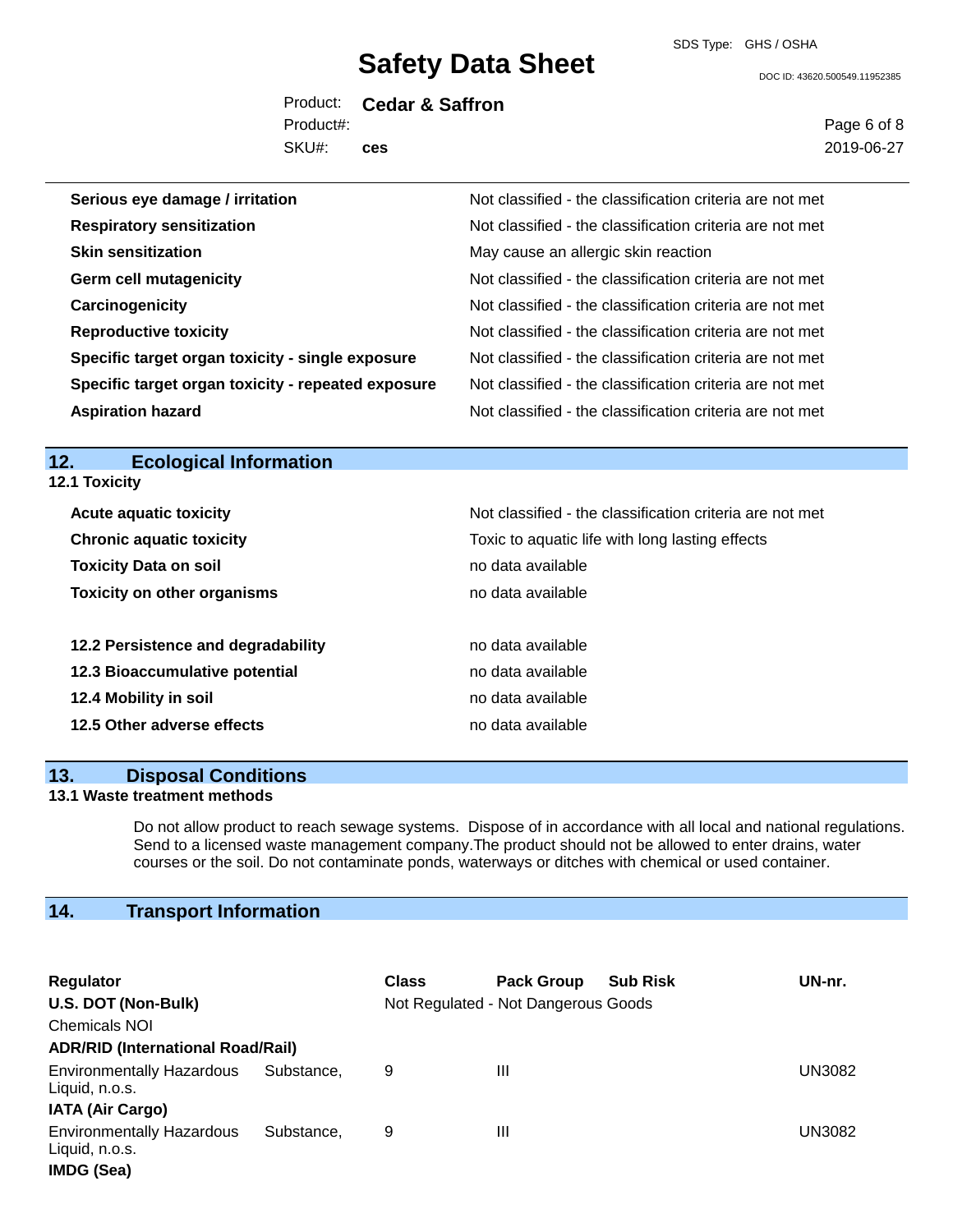| | |
|---|---|
| **Serious eye damage / irritation** | Not classified - the classification criteria are not met |
| **Respiratory sensitization** | Not classified - the classification criteria are not met |
| **Skin sensitization** | May cause an allergic skin reaction |
| **Germ cell mutagenicity** | Not classified - the classification criteria are not met |
| **Carcinogenicity** | Not classified - the classification criteria are not met |
| **Reproductive toxicity** | Not classified - the classification criteria are not met |
| **Specific target organ toxicity - single exposure** | Not classified - the classification criteria are not met |
| **Specific target organ toxicity - repeated exposure** | Not classified - the classification criteria are not met |
| **Aspiration hazard** | Not classified - the classification criteria are not met |

## 12. Ecological Information

### 12.1 Toxicity

| | |
|---|---|
| **Acute aquatic toxicity** | Not classified - the classification criteria are not met |
| **Chronic aquatic toxicity** | Toxic to aquatic life with long lasting effects |
| **Toxicity Data on soil** | no data available |
| **Toxicity on other organisms** | no data available |

| | |
|---|---|
| **12.2 Persistence and degradability** | no data available |
| **12.3 Bioaccumulative potential** | no data available |
| **12.4 Mobility in soil** | no data available |
| **12.5 Other adverse effects** | no data available |

## 13. Disposal Conditions

### 13.1 Waste treatment methods

Do not allow product to reach sewage systems. Dispose of in accordance with all local and national regulations. Send to a licensed waste management company.The product should not be allowed to enter drains, water courses or the soil. Do not contaminate ponds, waterways or ditches with chemical or used container.

## 14. Transport Information

| Regulator | Class | Pack Group | Sub Risk | UN-nr. |
|---|---|---|---|---|
| **U.S. DOT (Non-Bulk)** | Not Regulated - Not Dangerous Goods | | | |
| Chemicals NOI | | | | |
| **ADR/RID (International Road/Rail)** | | | | |
| Environmentally Hazardous Substance, Liquid, n.o.s. | 9 | III | | UN3082 |
| **IATA (Air Cargo)** | | | | |
| Environmentally Hazardous Substance, Liquid, n.o.s. | 9 | III | | UN3082 |
| **IMDG (Sea)** | | | | |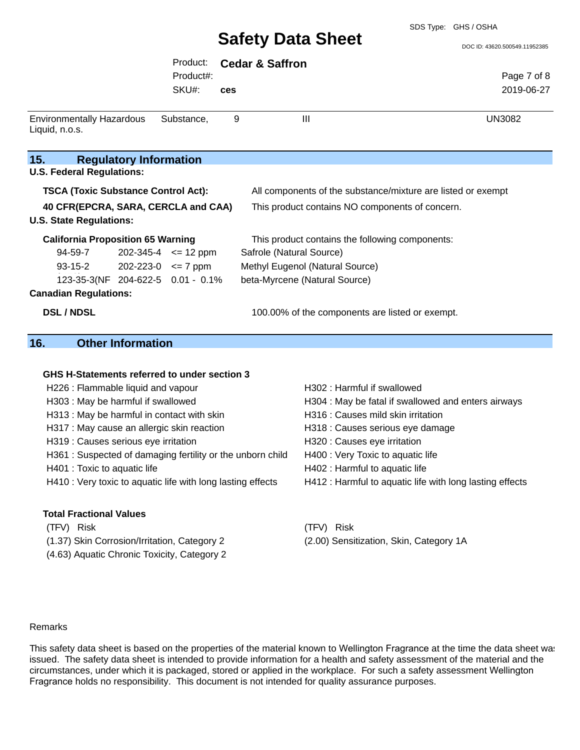| Environmentally Hazardous Substance, Liquid, n.o.s. | 9 | III | UN3082 |
|---|---|---|---|

## 15. Regulatory Information

**U.S. Federal Regulations:**

| | |
|---|---|
| **TSCA (Toxic Substance Control Act):** | All components of the substance/mixture are listed or exempt |
| **40 CFR(EPCRA, SARA, CERCLA and CAA)** | This product contains NO components of concern. |

**U.S. State Regulations:**

**California Proposition 65 Warning** — This product contains the following components:

| | | | |
|---|---|---|---|
| 94-59-7 | 202-345-4 | <= 12 ppm | Safrole (Natural Source) |
| 93-15-2 | 202-223-0 | <= 7 ppm | Methyl Eugenol (Natural Source) |
| 123-35-3(NF | 204-622-5 | 0.01 - 0.1% | beta-Myrcene (Natural Source) |

**Canadian Regulations:**

| | |
|---|---|
| **DSL / NDSL** | 100.00% of the components are listed or exempt. |

## 16. Other Information

**GHS H-Statements referred to under section 3**

- H226 : Flammable liquid and vapour
- H302 : Harmful if swallowed
- H303 : May be harmful if swallowed
- H304 : May be fatal if swallowed and enters airways
- H313 : May be harmful in contact with skin
- H316 : Causes mild skin irritation
- H317 : May cause an allergic skin reaction
- H318 : Causes serious eye damage
- H319 : Causes serious eye irritation
- H320 : Causes eye irritation
- H361 : Suspected of damaging fertility or the unborn child
- H400 : Very Toxic to aquatic life
- H401 : Toxic to aquatic life
- H402 : Harmful to aquatic life
- H410 : Very toxic to aquatic life with long lasting effects
- H412 : Harmful to aquatic life with long lasting effects

**Total Fractional Values**

| (TFV) Risk | (TFV) Risk |
|---|---|
| (1.37) Skin Corrosion/Irritation, Category 2 | (2.00) Sensitization, Skin, Category 1A |
| (4.63) Aquatic Chronic Toxicity, Category 2 | |

Remarks

This safety data sheet is based on the properties of the material known to Wellington Fragrance at the time the data sheet was issued. The safety data sheet is intended to provide information for a health and safety assessment of the material and the circumstances, under which it is packaged, stored or applied in the workplace. For such a safety assessment Wellington Fragrance holds no responsibility. This document is not intended for quality assurance purposes.